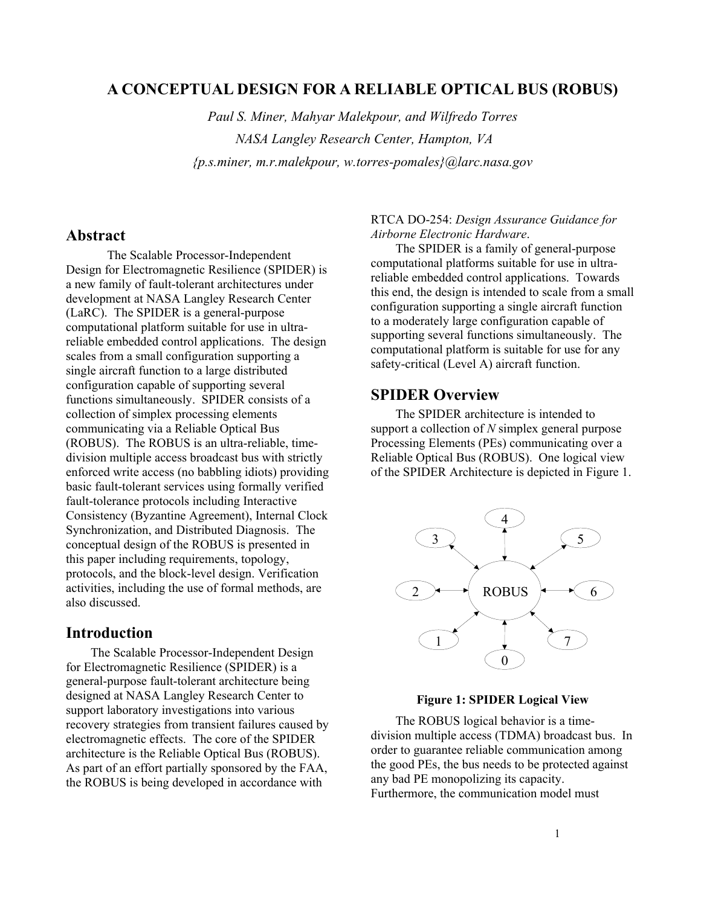# A CONCEPTUAL DESIGN FOR A RELIABLE OPTICAL BUS (ROBUS)

*Paul S. Miner, Mahyar Malekpour, and Wilfredo Torres*

*NASA Langley Research Center, Hampton, VA*

*{p.s.miner, m.r.malekpour, w.torres-pomales}@larc.nasa.gov*

## Abstract

The Scalable Processor-Independent Design for Electromagnetic Resilience (SPIDER) is a new family of fault-tolerant architectures under development at NASA Langley Research Center (LaRC). The SPIDER is a general-purpose computational platform suitable for use in ultra-reliable embedded control applications. The design scales from a small configuration supporting a single aircraft function to a large distributed configuration capable of supporting several functions simultaneously. SPIDER consists of a collection of simplex processing elements communicating via a Reliable Optical Bus (ROBUS). The ROBUS is an ultra-reliable, time-division multiple access broadcast bus with strictly enforced write access (no babbling idiots) providing basic fault-tolerant services using formally verified fault-tolerance protocols including Interactive Consistency (Byzantine Agreement), Internal Clock Synchronization, and Distributed Diagnosis. The conceptual design of the ROBUS is presented in this paper including requirements, topology, protocols, and the block-level design. Verification activities, including the use of formal methods, are also discussed.

## Introduction

The Scalable Processor-Independent Design for Electromagnetic Resilience (SPIDER) is a general-purpose fault-tolerant architecture being designed at NASA Langley Research Center to support laboratory investigations into various recovery strategies from transient failures caused by electromagnetic effects. The core of the SPIDER architecture is the Reliable Optical Bus (ROBUS). As part of an effort partially sponsored by the FAA, the ROBUS is being developed in accordance with RTCA DO-254: *Design Assurance Guidance for Airborne Electronic Hardware*.

The SPIDER is a family of general-purpose computational platforms suitable for use in ultra-reliable embedded control applications. Towards this end, the design is intended to scale from a small configuration supporting a single aircraft function to a moderately large configuration capable of supporting several functions simultaneously. The computational platform is suitable for use for any safety-critical (Level A) aircraft function.

## SPIDER Overview

The SPIDER architecture is intended to support a collection of *N* simplex general purpose Processing Elements (PEs) communicating over a Reliable Optical Bus (ROBUS). One logical view of the SPIDER Architecture is depicted in Figure 1.

**Figure 1: SPIDER Logical View**

The ROBUS logical behavior is a time-division multiple access (TDMA) broadcast bus. In order to guarantee reliable communication among the good PEs, the bus needs to be protected against any bad PE monopolizing its capacity. Furthermore, the communication model must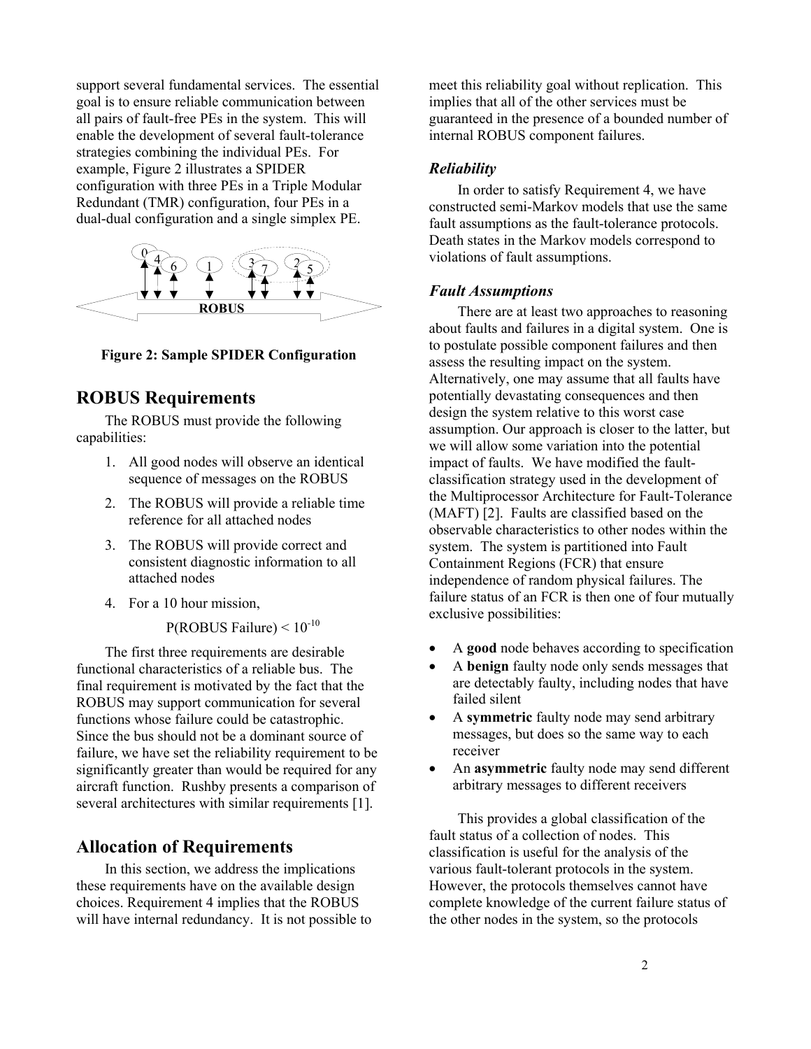support several fundamental services. The essential goal is to ensure reliable communication between all pairs of fault-free PEs in the system. This will enable the development of several fault-tolerance strategies combining the individual PEs. For example, Figure 2 illustrates a SPIDER configuration with three PEs in a Triple Modular Redundant (TMR) configuration, four PEs in a dual-dual configuration and a single simplex PE.

**Figure 2: Sample SPIDER Configuration**

## ROBUS Requirements

The ROBUS must provide the following capabilities:

1. All good nodes will observe an identical sequence of messages on the ROBUS
2. The ROBUS will provide a reliable time reference for all attached nodes
3. The ROBUS will provide correct and consistent diagnostic information to all attached nodes
4. For a 10 hour mission,

   P(ROBUS Failure) $< 10^{-10}$

The first three requirements are desirable functional characteristics of a reliable bus. The final requirement is motivated by the fact that the ROBUS may support communication for several functions whose failure could be catastrophic. Since the bus should not be a dominant source of failure, we have set the reliability requirement to be significantly greater than would be required for any aircraft function. Rushby presents a comparison of several architectures with similar requirements [1].

## Allocation of Requirements

In this section, we address the implications these requirements have on the available design choices. Requirement 4 implies that the ROBUS will have internal redundancy. It is not possible to meet this reliability goal without replication. This implies that all of the other services must be guaranteed in the presence of a bounded number of internal ROBUS component failures.

### *Reliability*

In order to satisfy Requirement 4, we have constructed semi-Markov models that use the same fault assumptions as the fault-tolerance protocols. Death states in the Markov models correspond to violations of fault assumptions.

### *Fault Assumptions*

There are at least two approaches to reasoning about faults and failures in a digital system. One is to postulate possible component failures and then assess the resulting impact on the system. Alternatively, one may assume that all faults have potentially devastating consequences and then design the system relative to this worst case assumption. Our approach is closer to the latter, but we will allow some variation into the potential impact of faults. We have modified the fault-classification strategy used in the development of the Multiprocessor Architecture for Fault-Tolerance (MAFT) [2]. Faults are classified based on the observable characteristics to other nodes within the system. The system is partitioned into Fault Containment Regions (FCR) that ensure independence of random physical failures. The failure status of an FCR is then one of four mutually exclusive possibilities:

- A **good** node behaves according to specification
- A **benign** faulty node only sends messages that are detectably faulty, including nodes that have failed silent
- A **symmetric** faulty node may send arbitrary messages, but does so the same way to each receiver
- An **asymmetric** faulty node may send different arbitrary messages to different receivers

This provides a global classification of the fault status of a collection of nodes. This classification is useful for the analysis of the various fault-tolerant protocols in the system. However, the protocols themselves cannot have complete knowledge of the current failure status of the other nodes in the system, so the protocols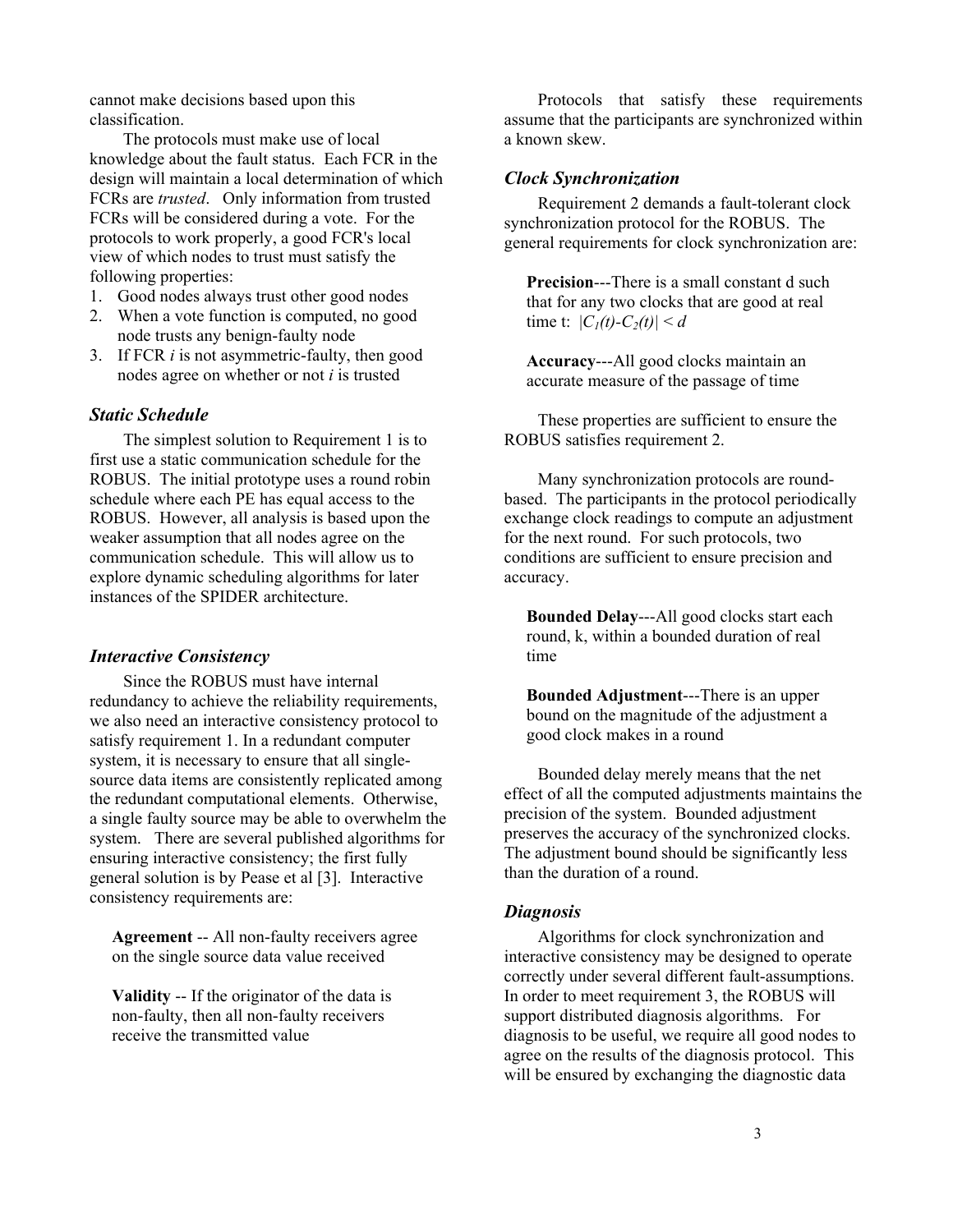cannot make decisions based upon this classification.

The protocols must make use of local knowledge about the fault status. Each FCR in the design will maintain a local determination of which FCRs are *trusted*. Only information from trusted FCRs will be considered during a vote. For the protocols to work properly, a good FCR's local view of which nodes to trust must satisfy the following properties:

1. Good nodes always trust other good nodes
2. When a vote function is computed, no good node trusts any benign-faulty node
3. If FCR *i* is not asymmetric-faulty, then good nodes agree on whether or not *i* is trusted

### *Static Schedule*

The simplest solution to Requirement 1 is to first use a static communication schedule for the ROBUS. The initial prototype uses a round robin schedule where each PE has equal access to the ROBUS. However, all analysis is based upon the weaker assumption that all nodes agree on the communication schedule. This will allow us to explore dynamic scheduling algorithms for later instances of the SPIDER architecture.

### *Interactive Consistency*

Since the ROBUS must have internal redundancy to achieve the reliability requirements, we also need an interactive consistency protocol to satisfy requirement 1. In a redundant computer system, it is necessary to ensure that all single-source data items are consistently replicated among the redundant computational elements. Otherwise, a single faulty source may be able to overwhelm the system. There are several published algorithms for ensuring interactive consistency; the first fully general solution is by Pease et al [3]. Interactive consistency requirements are:

> **Agreement** -- All non-faulty receivers agree on the single source data value received
>
> **Validity** -- If the originator of the data is non-faulty, then all non-faulty receivers receive the transmitted value

Protocols that satisfy these requirements assume that the participants are synchronized within a known skew.

### *Clock Synchronization*

Requirement 2 demands a fault-tolerant clock synchronization protocol for the ROBUS. The general requirements for clock synchronization are:

> **Precision**---There is a small constant d such that for any two clocks that are good at real time t: $|C_1(t)-C_2(t)| < d$
>
> **Accuracy**---All good clocks maintain an accurate measure of the passage of time

These properties are sufficient to ensure the ROBUS satisfies requirement 2.

Many synchronization protocols are round-based. The participants in the protocol periodically exchange clock readings to compute an adjustment for the next round. For such protocols, two conditions are sufficient to ensure precision and accuracy.

> **Bounded Delay**---All good clocks start each round, k, within a bounded duration of real time
>
> **Bounded Adjustment**---There is an upper bound on the magnitude of the adjustment a good clock makes in a round

Bounded delay merely means that the net effect of all the computed adjustments maintains the precision of the system. Bounded adjustment preserves the accuracy of the synchronized clocks. The adjustment bound should be significantly less than the duration of a round.

### *Diagnosis*

Algorithms for clock synchronization and interactive consistency may be designed to operate correctly under several different fault-assumptions. In order to meet requirement 3, the ROBUS will support distributed diagnosis algorithms. For diagnosis to be useful, we require all good nodes to agree on the results of the diagnosis protocol. This will be ensured by exchanging the diagnostic data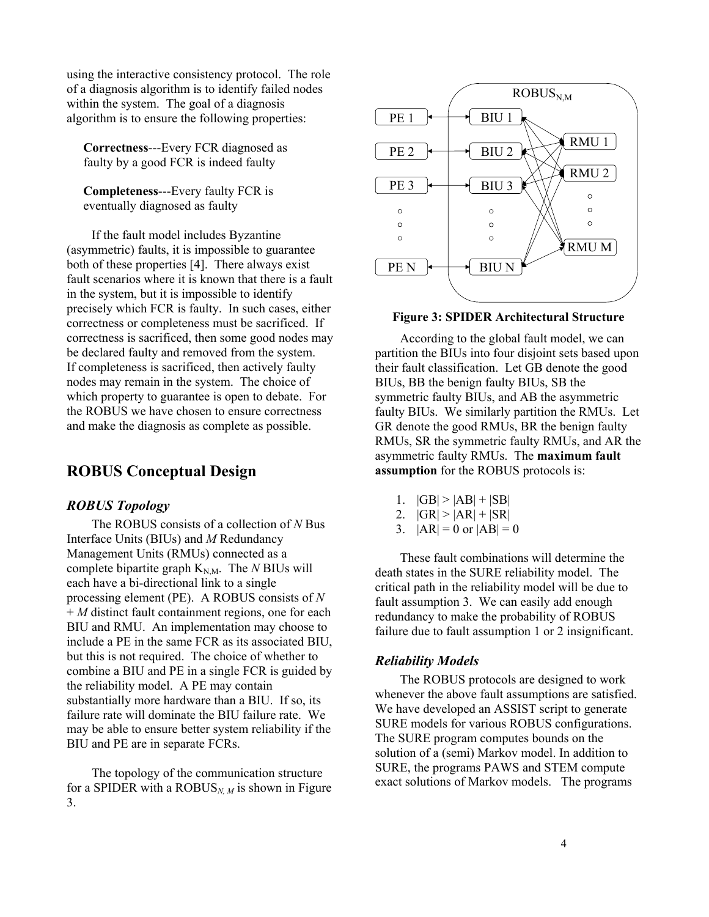using the interactive consistency protocol. The role of a diagnosis algorithm is to identify failed nodes within the system. The goal of a diagnosis algorithm is to ensure the following properties:

> **Correctness**---Every FCR diagnosed as faulty by a good FCR is indeed faulty
>
> **Completeness**---Every faulty FCR is eventually diagnosed as faulty

If the fault model includes Byzantine (asymmetric) faults, it is impossible to guarantee both of these properties [4]. There always exist fault scenarios where it is known that there is a fault in the system, but it is impossible to identify precisely which FCR is faulty. In such cases, either correctness or completeness must be sacrificed. If correctness is sacrificed, then some good nodes may be declared faulty and removed from the system. If completeness is sacrificed, then actively faulty nodes may remain in the system. The choice of which property to guarantee is open to debate. For the ROBUS we have chosen to ensure correctness and make the diagnosis as complete as possible.

## ROBUS Conceptual Design

### *ROBUS Topology*

The ROBUS consists of a collection of *N* Bus Interface Units (BIUs) and *M* Redundancy Management Units (RMUs) connected as a complete bipartite graph $K_{N,M}$. The *N* BIUs will each have a bi-directional link to a single processing element (PE). A ROBUS consists of $N + M$ distinct fault containment regions, one for each BIU and RMU. An implementation may choose to include a PE in the same FCR as its associated BIU, but this is not required. The choice of whether to combine a BIU and PE in a single FCR is guided by the reliability model. A PE may contain substantially more hardware than a BIU. If so, its failure rate will dominate the BIU failure rate. We may be able to ensure better system reliability if the BIU and PE are in separate FCRs.

The topology of the communication structure for a SPIDER with a $ROBUS_{N,M}$ is shown in Figure 3.

**Figure 3: SPIDER Architectural Structure**

According to the global fault model, we can partition the BIUs into four disjoint sets based upon their fault classification. Let GB denote the good BIUs, BB the benign faulty BIUs, SB the symmetric faulty BIUs, and AB the asymmetric faulty BIUs. We similarly partition the RMUs. Let GR denote the good RMUs, BR the benign faulty RMUs, SR the symmetric faulty RMUs, and AR the asymmetric faulty RMUs. The **maximum fault assumption** for the ROBUS protocols is:

1. $|GB| > |AB| + |SB|$
2. $|GR| > |AR| + |SR|$
3. $|AR| = 0$ or $|AB| = 0$

These fault combinations will determine the death states in the SURE reliability model. The critical path in the reliability model will be due to fault assumption 3. We can easily add enough redundancy to make the probability of ROBUS failure due to fault assumption 1 or 2 insignificant.

### *Reliability Models*

The ROBUS protocols are designed to work whenever the above fault assumptions are satisfied. We have developed an ASSIST script to generate SURE models for various ROBUS configurations. The SURE program computes bounds on the solution of a (semi) Markov model. In addition to SURE, the programs PAWS and STEM compute exact solutions of Markov models. The programs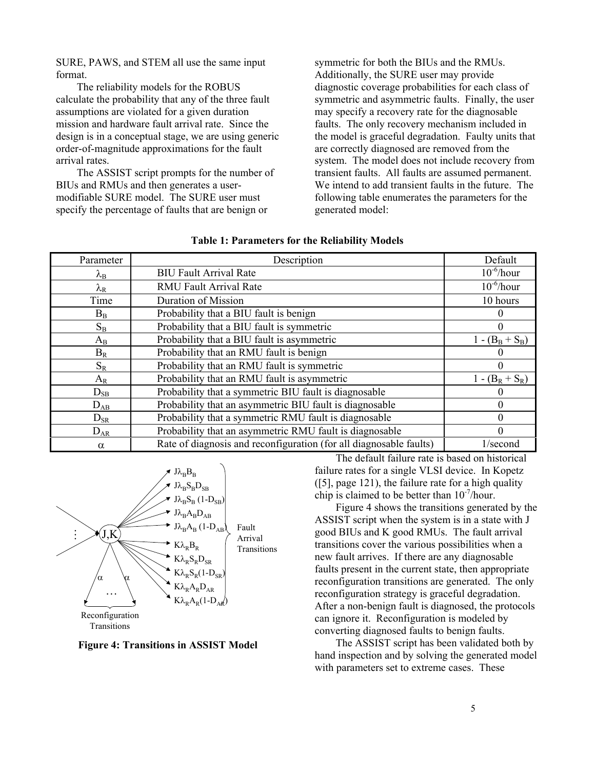SURE, PAWS, and STEM all use the same input format.

The reliability models for the ROBUS calculate the probability that any of the three fault assumptions are violated for a given duration mission and hardware fault arrival rate. Since the design is in a conceptual stage, we are using generic order-of-magnitude approximations for the fault arrival rates.

The ASSIST script prompts for the number of BIUs and RMUs and then generates a user-modifiable SURE model. The SURE user must specify the percentage of faults that are benign or symmetric for both the BIUs and the RMUs. Additionally, the SURE user may provide diagnostic coverage probabilities for each class of symmetric and asymmetric faults. Finally, the user may specify a recovery rate for the diagnosable faults. The only recovery mechanism included in the model is graceful degradation. Faulty units that are correctly diagnosed are removed from the system. The model does not include recovery from transient faults. All faults are assumed permanent. We intend to add transient faults in the future. The following table enumerates the parameters for the generated model:

**Table 1: Parameters for the Reliability Models**

| Parameter | Description | Default |
|---|---|---|
| $\lambda_B$ | BIU Fault Arrival Rate | $10^{-6}$/hour |
| $\lambda_R$ | RMU Fault Arrival Rate | $10^{-6}$/hour |
| Time | Duration of Mission | 10 hours |
| $B_B$ | Probability that a BIU fault is benign | 0 |
| $S_B$ | Probability that a BIU fault is symmetric | 0 |
| $A_B$ | Probability that a BIU fault is asymmetric | $1 - (B_B + S_B)$ |
| $B_R$ | Probability that an RMU fault is benign | 0 |
| $S_R$ | Probability that an RMU fault is symmetric | 0 |
| $A_R$ | Probability that an RMU fault is asymmetric | $1 - (B_R + S_R)$ |
| $D_{SB}$ | Probability that a symmetric BIU fault is diagnosable | 0 |
| $D_{AB}$ | Probability that an asymmetric BIU fault is diagnosable | 0 |
| $D_{SR}$ | Probability that a symmetric RMU fault is diagnosable | 0 |
| $D_{AR}$ | Probability that an asymmetric RMU fault is diagnosable | 0 |
| $\alpha$ | Rate of diagnosis and reconfiguration (for all diagnosable faults) | 1/second |

Fault Arrival Transitions: $J\lambda_B B_B$, $J\lambda_B S_B D_{SB}$, $J\lambda_B S_B (1-D_{SB})$, $J\lambda_B A_B D_{AB}$, $J\lambda_B A_B (1-D_{AB})$, $K\lambda_R B_R$, $K\lambda_R S_R D_{SR}$, $K\lambda_R S_R (1-D_{SR})$, $K\lambda_R A_R D_{AR}$, $K\lambda_R A_R (1-D_{AR})$

Reconfiguration Transitions: $\alpha$, $\alpha$, …

**Figure 4: Transitions in ASSIST Model**

The default failure rate is based on historical failure rates for a single VLSI device. In Kopetz ([5], page 121), the failure rate for a high quality chip is claimed to be better than $10^{-7}$/hour.

Figure 4 shows the transitions generated by the ASSIST script when the system is in a state with J good BIUs and K good RMUs. The fault arrival transitions cover the various possibilities when a new fault arrives. If there are any diagnosable faults present in the current state, then appropriate reconfiguration transitions are generated. The only reconfiguration strategy is graceful degradation. After a non-benign fault is diagnosed, the protocols can ignore it. Reconfiguration is modeled by converting diagnosed faults to benign faults.

The ASSIST script has been validated both by hand inspection and by solving the generated model with parameters set to extreme cases. These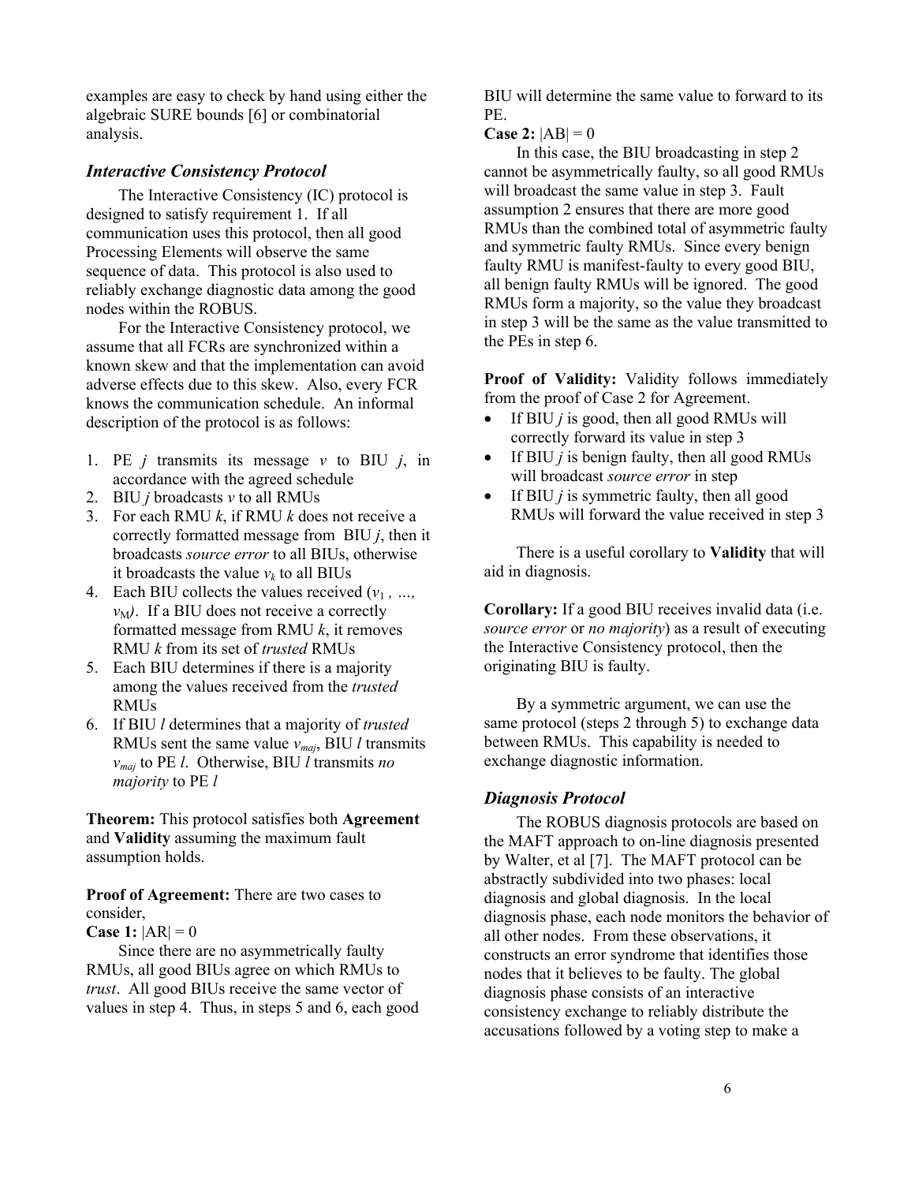examples are easy to check by hand using either the algebraic SURE bounds [6] or combinatorial analysis.

### *Interactive Consistency Protocol*

The Interactive Consistency (IC) protocol is designed to satisfy requirement 1. If all communication uses this protocol, then all good Processing Elements will observe the same sequence of data. This protocol is also used to reliably exchange diagnostic data among the good nodes within the ROBUS.

For the Interactive Consistency protocol, we assume that all FCRs are synchronized within a known skew and that the implementation can avoid adverse effects due to this skew. Also, every FCR knows the communication schedule. An informal description of the protocol is as follows:

1. PE $j$ transmits its message $v$ to BIU $j$, in accordance with the agreed schedule
2. BIU $j$ broadcasts $v$ to all RMUs
3. For each RMU $k$, if RMU $k$ does not receive a correctly formatted message from BIU $j$, then it broadcasts *source error* to all BIUs, otherwise it broadcasts the value $v_k$ to all BIUs
4. Each BIU collects the values received ($v_1, \ldots, v_M$). If a BIU does not receive a correctly formatted message from RMU $k$, it removes RMU $k$ from its set of *trusted* RMUs
5. Each BIU determines if there is a majority among the values received from the *trusted* RMUs
6. If BIU $l$ determines that a majority of *trusted* RMUs sent the same value $v_{maj}$, BIU $l$ transmits $v_{maj}$ to PE $l$. Otherwise, BIU $l$ transmits *no majority* to PE $l$

**Theorem:** This protocol satisfies both **Agreement** and **Validity** assuming the maximum fault assumption holds.

**Proof of Agreement:** There are two cases to consider,

**Case 1:** $|AR| = 0$

Since there are no asymmetrically faulty RMUs, all good BIUs agree on which RMUs to *trust*. All good BIUs receive the same vector of values in step 4. Thus, in steps 5 and 6, each good BIU will determine the same value to forward to its PE.

**Case 2:** $|AB| = 0$

In this case, the BIU broadcasting in step 2 cannot be asymmetrically faulty, so all good RMUs will broadcast the same value in step 3. Fault assumption 2 ensures that there are more good RMUs than the combined total of asymmetric faulty and symmetric faulty RMUs. Since every benign faulty RMU is manifest-faulty to every good BIU, all benign faulty RMUs will be ignored. The good RMUs form a majority, so the value they broadcast in step 3 will be the same as the value transmitted to the PEs in step 6.

**Proof of Validity:** Validity follows immediately from the proof of Case 2 for Agreement.

- If BIU $j$ is good, then all good RMUs will correctly forward its value in step 3
- If BIU $j$ is benign faulty, then all good RMUs will broadcast *source error* in step
- If BIU $j$ is symmetric faulty, then all good RMUs will forward the value received in step 3

There is a useful corollary to **Validity** that will aid in diagnosis.

**Corollary:** If a good BIU receives invalid data (i.e. *source error* or *no majority*) as a result of executing the Interactive Consistency protocol, then the originating BIU is faulty.

By a symmetric argument, we can use the same protocol (steps 2 through 5) to exchange data between RMUs. This capability is needed to exchange diagnostic information.

### *Diagnosis Protocol*

The ROBUS diagnosis protocols are based on the MAFT approach to on-line diagnosis presented by Walter, et al [7]. The MAFT protocol can be abstractly subdivided into two phases: local diagnosis and global diagnosis. In the local diagnosis phase, each node monitors the behavior of all other nodes. From these observations, it constructs an error syndrome that identifies those nodes that it believes to be faulty. The global diagnosis phase consists of an interactive consistency exchange to reliably distribute the accusations followed by a voting step to make a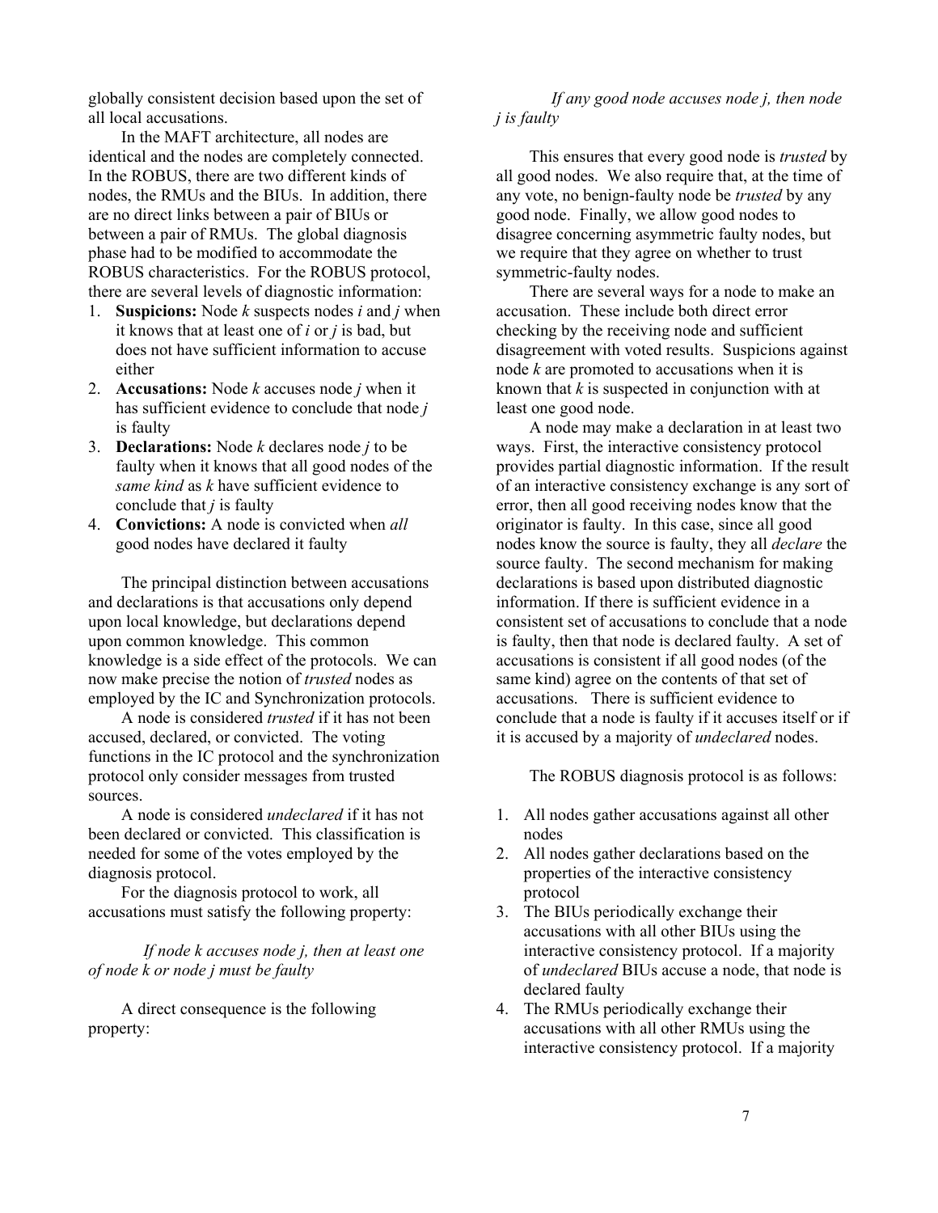globally consistent decision based upon the set of all local accusations.

In the MAFT architecture, all nodes are identical and the nodes are completely connected. In the ROBUS, there are two different kinds of nodes, the RMUs and the BIUs. In addition, there are no direct links between a pair of BIUs or between a pair of RMUs. The global diagnosis phase had to be modified to accommodate the ROBUS characteristics. For the ROBUS protocol, there are several levels of diagnostic information:

1. **Suspicions:** Node $k$ suspects nodes $i$ and $j$ when it knows that at least one of $i$ or $j$ is bad, but does not have sufficient information to accuse either
2. **Accusations:** Node $k$ accuses node $j$ when it has sufficient evidence to conclude that node $j$ is faulty
3. **Declarations:** Node $k$ declares node $j$ to be faulty when it knows that all good nodes of the *same kind* as $k$ have sufficient evidence to conclude that $j$ is faulty
4. **Convictions:** A node is convicted when *all* good nodes have declared it faulty

The principal distinction between accusations and declarations is that accusations only depend upon local knowledge, but declarations depend upon common knowledge. This common knowledge is a side effect of the protocols. We can now make precise the notion of *trusted* nodes as employed by the IC and Synchronization protocols.

A node is considered *trusted* if it has not been accused, declared, or convicted. The voting functions in the IC protocol and the synchronization protocol only consider messages from trusted sources.

A node is considered *undeclared* if it has not been declared or convicted. This classification is needed for some of the votes employed by the diagnosis protocol.

For the diagnosis protocol to work, all accusations must satisfy the following property:

*If node k accuses node j, then at least one of node k or node j must be faulty*

A direct consequence is the following property:

*If any good node accuses node j, then node j is faulty*

This ensures that every good node is *trusted* by all good nodes. We also require that, at the time of any vote, no benign-faulty node be *trusted* by any good node. Finally, we allow good nodes to disagree concerning asymmetric faulty nodes, but we require that they agree on whether to trust symmetric-faulty nodes.

There are several ways for a node to make an accusation. These include both direct error checking by the receiving node and sufficient disagreement with voted results. Suspicions against node $k$ are promoted to accusations when it is known that $k$ is suspected in conjunction with at least one good node.

A node may make a declaration in at least two ways. First, the interactive consistency protocol provides partial diagnostic information. If the result of an interactive consistency exchange is any sort of error, then all good receiving nodes know that the originator is faulty. In this case, since all good nodes know the source is faulty, they all *declare* the source faulty. The second mechanism for making declarations is based upon distributed diagnostic information. If there is sufficient evidence in a consistent set of accusations to conclude that a node is faulty, then that node is declared faulty. A set of accusations is consistent if all good nodes (of the same kind) agree on the contents of that set of accusations. There is sufficient evidence to conclude that a node is faulty if it accuses itself or if it is accused by a majority of *undeclared* nodes.

The ROBUS diagnosis protocol is as follows:

1. All nodes gather accusations against all other nodes
2. All nodes gather declarations based on the properties of the interactive consistency protocol
3. The BIUs periodically exchange their accusations with all other BIUs using the interactive consistency protocol. If a majority of *undeclared* BIUs accuse a node, that node is declared faulty
4. The RMUs periodically exchange their accusations with all other RMUs using the interactive consistency protocol. If a majority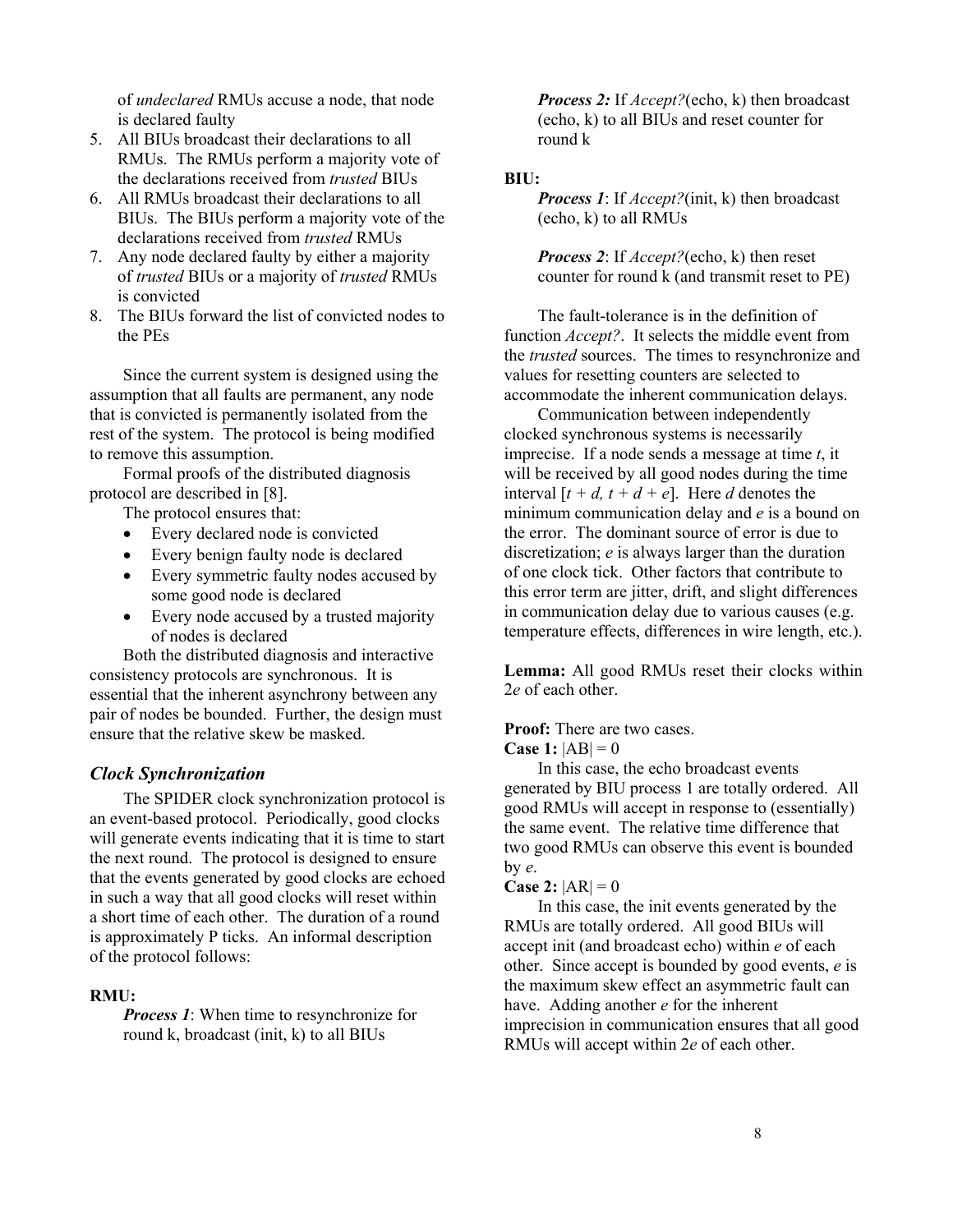of *undeclared* RMUs accuse a node, that node is declared faulty

5. All BIUs broadcast their declarations to all RMUs. The RMUs perform a majority vote of the declarations received from *trusted* BIUs
6. All RMUs broadcast their declarations to all BIUs. The BIUs perform a majority vote of the declarations received from *trusted* RMUs
7. Any node declared faulty by either a majority of *trusted* BIUs or a majority of *trusted* RMUs is convicted
8. The BIUs forward the list of convicted nodes to the PEs

Since the current system is designed using the assumption that all faults are permanent, any node that is convicted is permanently isolated from the rest of the system. The protocol is being modified to remove this assumption.

Formal proofs of the distributed diagnosis protocol are described in [8].

The protocol ensures that:

- Every declared node is convicted
- Every benign faulty node is declared
- Every symmetric faulty nodes accused by some good node is declared
- Every node accused by a trusted majority of nodes is declared

Both the distributed diagnosis and interactive consistency protocols are synchronous. It is essential that the inherent asynchrony between any pair of nodes be bounded. Further, the design must ensure that the relative skew be masked.

### *Clock Synchronization*

The SPIDER clock synchronization protocol is an event-based protocol. Periodically, good clocks will generate events indicating that it is time to start the next round. The protocol is designed to ensure that the events generated by good clocks are echoed in such a way that all good clocks will reset within a short time of each other. The duration of a round is approximately P ticks. An informal description of the protocol follows:

**RMU:**

***Process 1***: When time to resynchronize for round k, broadcast (init, k) to all BIUs

***Process 2:*** If *Accept?*(echo, k) then broadcast (echo, k) to all BIUs and reset counter for round k

**BIU:**

***Process 1***: If *Accept?*(init, k) then broadcast (echo, k) to all RMUs

***Process 2***: If *Accept?*(echo, k) then reset counter for round k (and transmit reset to PE)

The fault-tolerance is in the definition of function *Accept?*. It selects the middle event from the *trusted* sources. The times to resynchronize and values for resetting counters are selected to accommodate the inherent communication delays.

Communication between independently clocked synchronous systems is necessarily imprecise. If a node sends a message at time $t$, it will be received by all good nodes during the time interval $[t + d, t + d + e]$. Here $d$ denotes the minimum communication delay and $e$ is a bound on the error. The dominant source of error is due to discretization; $e$ is always larger than the duration of one clock tick. Other factors that contribute to this error term are jitter, drift, and slight differences in communication delay due to various causes (e.g. temperature effects, differences in wire length, etc.).

**Lemma:** All good RMUs reset their clocks within $2e$ of each other.

**Proof:** There are two cases.

**Case 1:** $|AB| = 0$

In this case, the echo broadcast events generated by BIU process 1 are totally ordered. All good RMUs will accept in response to (essentially) the same event. The relative time difference that two good RMUs can observe this event is bounded by $e$.

**Case 2:** $|AR| = 0$

In this case, the init events generated by the RMUs are totally ordered. All good BIUs will accept init (and broadcast echo) within $e$ of each other. Since accept is bounded by good events, $e$ is the maximum skew effect an asymmetric fault can have. Adding another $e$ for the inherent imprecision in communication ensures that all good RMUs will accept within $2e$ of each other.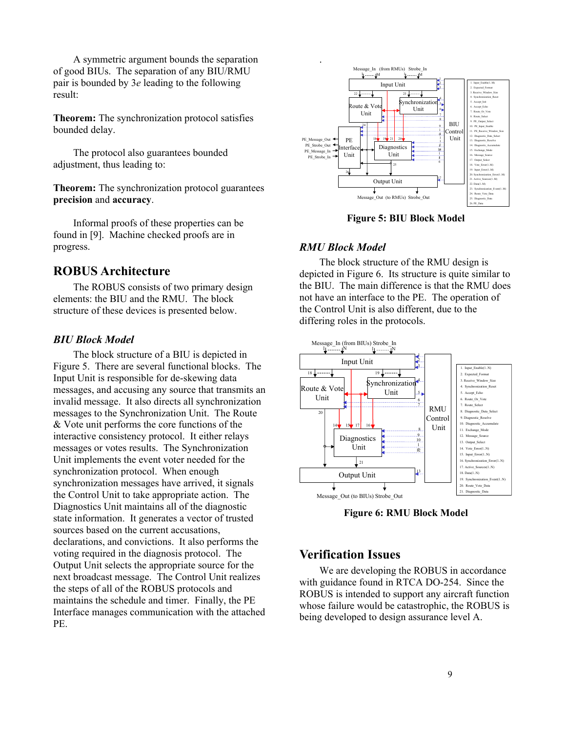A symmetric argument bounds the separation of good BIUs. The separation of any BIU/RMU pair is bounded by 3*e* leading to the following result:

**Theorem:** The synchronization protocol satisfies bounded delay.

The protocol also guarantees bounded adjustment, thus leading to:

**Theorem:** The synchronization protocol guarantees **precision** and **accuracy**.

Informal proofs of these properties can be found in [9]. Machine checked proofs are in progress.

## ROBUS Architecture

The ROBUS consists of two primary design elements: the BIU and the RMU. The block structure of these devices is presented below.

### *BIU Block Model*

The block structure of a BIU is depicted in Figure 5. There are several functional blocks. The Input Unit is responsible for de-skewing data messages, and accusing any source that transmits an invalid message. It also directs all synchronization messages to the Synchronization Unit. The Route & Vote unit performs the core functions of the interactive consistency protocol. It either relays messages or votes results. The Synchronization Unit implements the event voter needed for the synchronization protocol. When enough synchronization messages have arrived, it signals the Control Unit to take appropriate action. The Diagnostics Unit maintains all of the diagnostic state information. It generates a vector of trusted sources based on the current accusations, declarations, and convictions. It also performs the voting required in the diagnosis protocol. The Output Unit selects the appropriate source for the next broadcast message. The Control Unit realizes the steps of all of the ROBUS protocols and maintains the schedule and timer. Finally, the PE Interface manages communication with the attached PE.

**Figure 5: BIU Block Model**

### *RMU Block Model*

The block structure of the RMU design is depicted in Figure 6. Its structure is quite similar to the BIU. The main difference is that the RMU does not have an interface to the PE. The operation of the Control Unit is also different, due to the differing roles in the protocols.

**Figure 6: RMU Block Model**

## Verification Issues

We are developing the ROBUS in accordance with guidance found in RTCA DO-254. Since the ROBUS is intended to support any aircraft function whose failure would be catastrophic, the ROBUS is being developed to design assurance level A.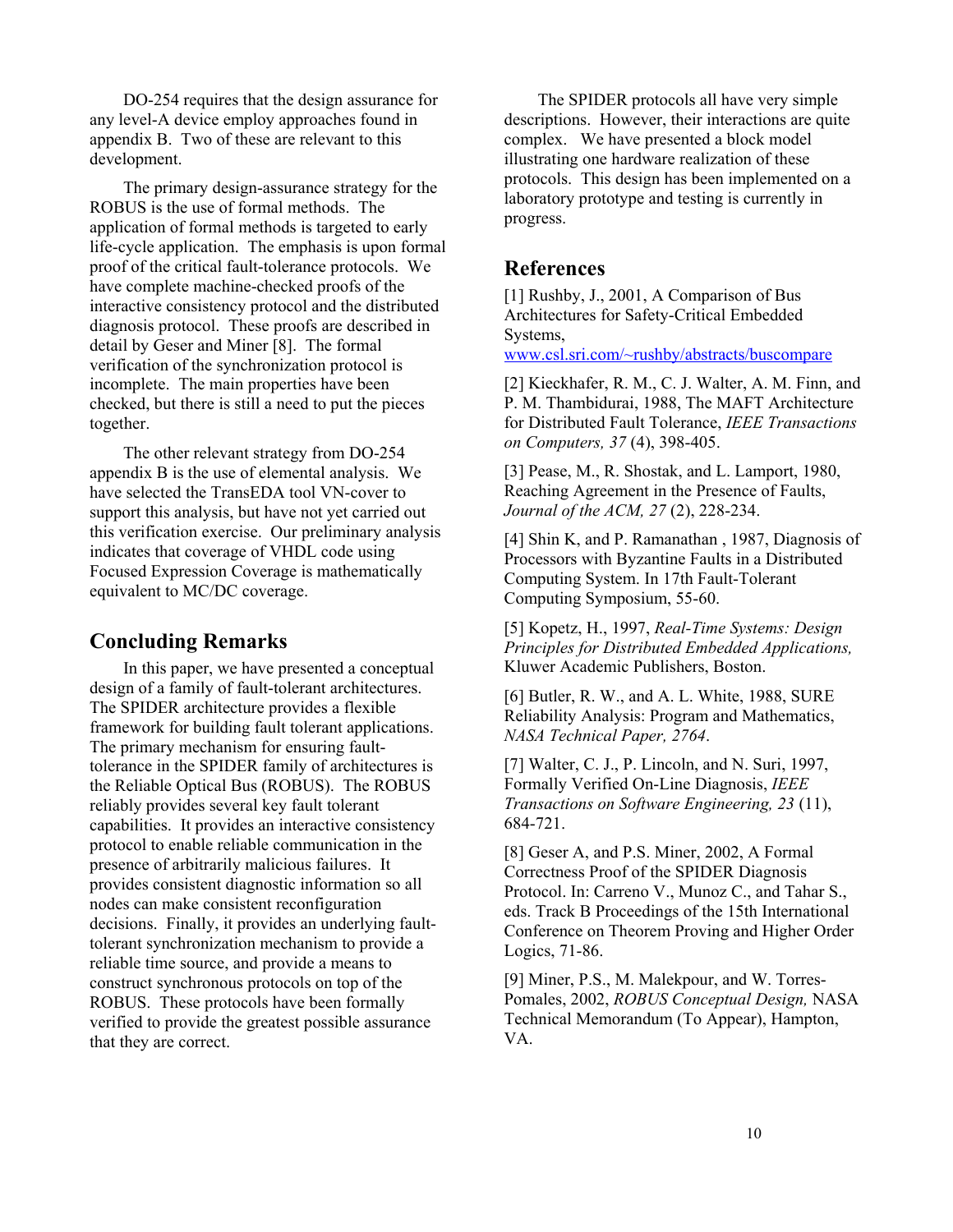DO-254 requires that the design assurance for any level-A device employ approaches found in appendix B. Two of these are relevant to this development.

The primary design-assurance strategy for the ROBUS is the use of formal methods. The application of formal methods is targeted to early life-cycle application. The emphasis is upon formal proof of the critical fault-tolerance protocols. We have complete machine-checked proofs of the interactive consistency protocol and the distributed diagnosis protocol. These proofs are described in detail by Geser and Miner [8]. The formal verification of the synchronization protocol is incomplete. The main properties have been checked, but there is still a need to put the pieces together.

The other relevant strategy from DO-254 appendix B is the use of elemental analysis. We have selected the TransEDA tool VN-cover to support this analysis, but have not yet carried out this verification exercise. Our preliminary analysis indicates that coverage of VHDL code using Focused Expression Coverage is mathematically equivalent to MC/DC coverage.

## Concluding Remarks

In this paper, we have presented a conceptual design of a family of fault-tolerant architectures. The SPIDER architecture provides a flexible framework for building fault tolerant applications. The primary mechanism for ensuring fault-tolerance in the SPIDER family of architectures is the Reliable Optical Bus (ROBUS). The ROBUS reliably provides several key fault tolerant capabilities. It provides an interactive consistency protocol to enable reliable communication in the presence of arbitrarily malicious failures. It provides consistent diagnostic information so all nodes can make consistent reconfiguration decisions. Finally, it provides an underlying fault-tolerant synchronization mechanism to provide a reliable time source, and provide a means to construct synchronous protocols on top of the ROBUS. These protocols have been formally verified to provide the greatest possible assurance that they are correct.

The SPIDER protocols all have very simple descriptions. However, their interactions are quite complex. We have presented a block model illustrating one hardware realization of these protocols. This design has been implemented on a laboratory prototype and testing is currently in progress.

## References

[1] Rushby, J., 2001, A Comparison of Bus Architectures for Safety-Critical Embedded Systems, www.csl.sri.com/~rushby/abstracts/buscompare

[2] Kieckhafer, R. M., C. J. Walter, A. M. Finn, and P. M. Thambidurai, 1988, The MAFT Architecture for Distributed Fault Tolerance, *IEEE Transactions on Computers, 37* (4), 398-405.

[3] Pease, M., R. Shostak, and L. Lamport, 1980, Reaching Agreement in the Presence of Faults, *Journal of the ACM, 27* (2), 228-234.

[4] Shin K, and P. Ramanathan , 1987, Diagnosis of Processors with Byzantine Faults in a Distributed Computing System. In 17th Fault-Tolerant Computing Symposium, 55-60.

[5] Kopetz, H., 1997, *Real-Time Systems: Design Principles for Distributed Embedded Applications,* Kluwer Academic Publishers, Boston.

[6] Butler, R. W., and A. L. White, 1988, SURE Reliability Analysis: Program and Mathematics, *NASA Technical Paper, 2764*.

[7] Walter, C. J., P. Lincoln, and N. Suri, 1997, Formally Verified On-Line Diagnosis, *IEEE Transactions on Software Engineering, 23* (11), 684-721.

[8] Geser A, and P.S. Miner, 2002, A Formal Correctness Proof of the SPIDER Diagnosis Protocol. In: Carreno V., Munoz C., and Tahar S., eds. Track B Proceedings of the 15th International Conference on Theorem Proving and Higher Order Logics, 71-86.

[9] Miner, P.S., M. Malekpour, and W. Torres-Pomales, 2002, *ROBUS Conceptual Design,* NASA Technical Memorandum (To Appear), Hampton, VA.